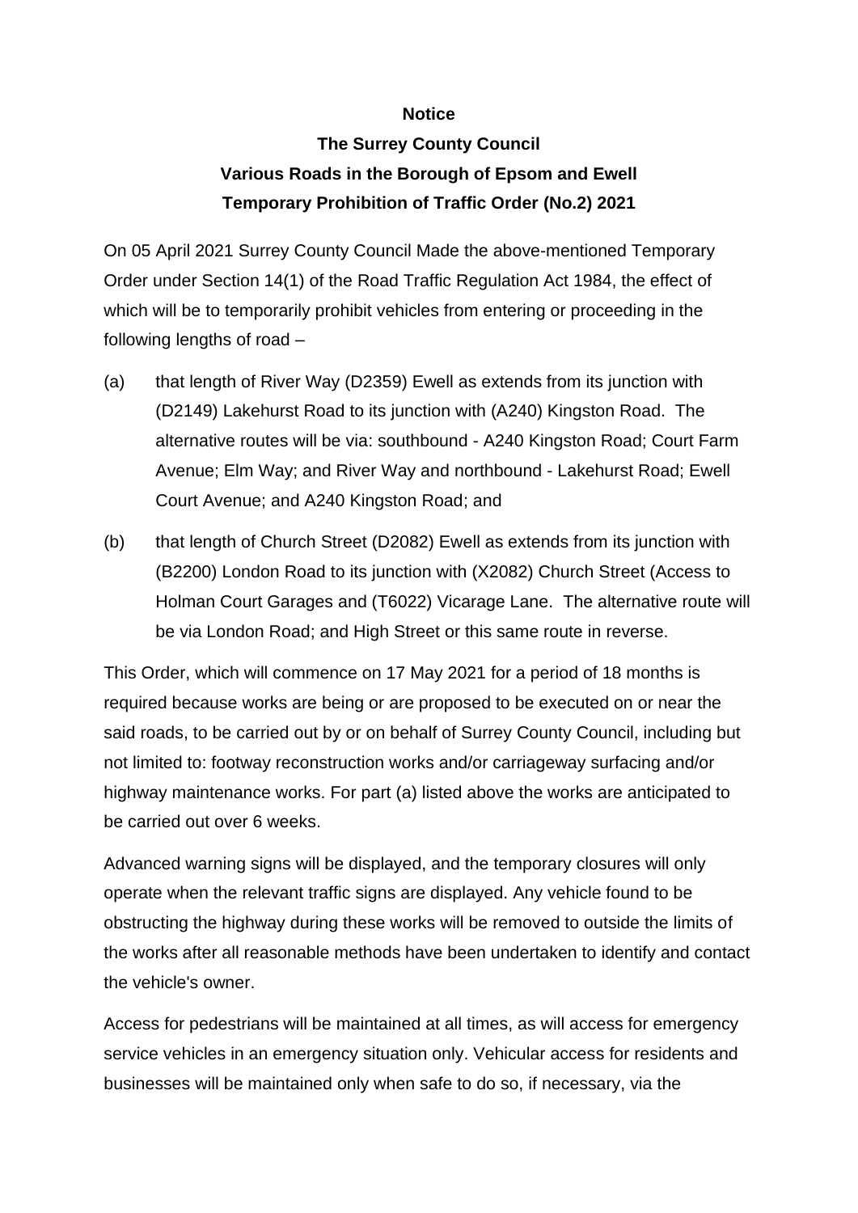**Notice**

**The Surrey County Council**

**Various Roads in the Borough of Epsom and Ewell**

**Temporary Prohibition of Traffic Order (No.2) 2021**

On 05 April 2021 Surrey County Council Made the above-mentioned Temporary Order under Section 14(1) of the Road Traffic Regulation Act 1984, the effect of which will be to temporarily prohibit vehicles from entering or proceeding in the following lengths of road –

(a) that length of River Way (D2359) Ewell as extends from its junction with (D2149) Lakehurst Road to its junction with (A240) Kingston Road. The alternative routes will be via: southbound - A240 Kingston Road; Court Farm Avenue; Elm Way; and River Way and northbound - Lakehurst Road; Ewell Court Avenue; and A240 Kingston Road; and

(b) that length of Church Street (D2082) Ewell as extends from its junction with (B2200) London Road to its junction with (X2082) Church Street (Access to Holman Court Garages and (T6022) Vicarage Lane. The alternative route will be via London Road; and High Street or this same route in reverse.

This Order, which will commence on 17 May 2021 for a period of 18 months is required because works are being or are proposed to be executed on or near the said roads, to be carried out by or on behalf of Surrey County Council, including but not limited to: footway reconstruction works and/or carriageway surfacing and/or highway maintenance works. For part (a) listed above the works are anticipated to be carried out over 6 weeks.

Advanced warning signs will be displayed, and the temporary closures will only operate when the relevant traffic signs are displayed. Any vehicle found to be obstructing the highway during these works will be removed to outside the limits of the works after all reasonable methods have been undertaken to identify and contact the vehicle's owner.

Access for pedestrians will be maintained at all times, as will access for emergency service vehicles in an emergency situation only. Vehicular access for residents and businesses will be maintained only when safe to do so, if necessary, via the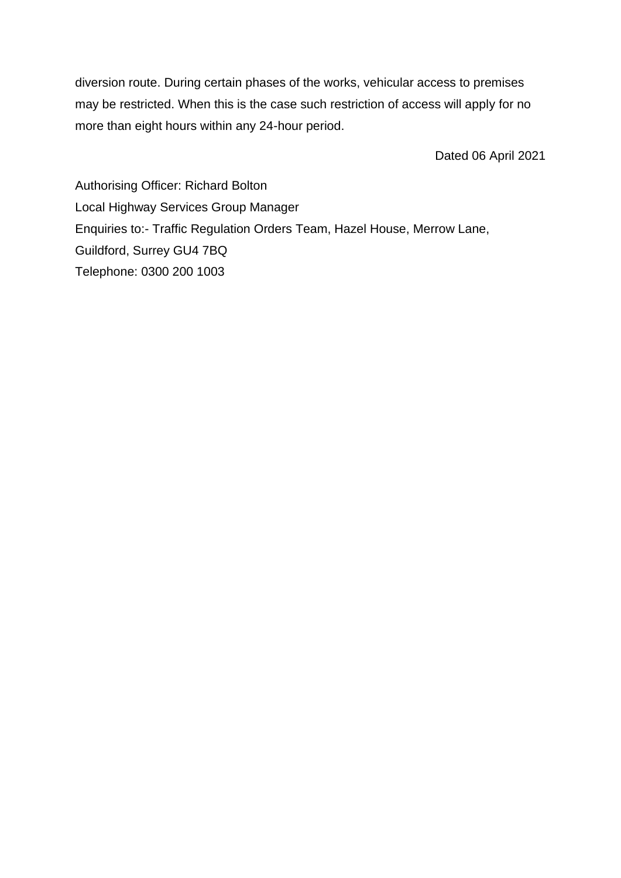diversion route. During certain phases of the works, vehicular access to premises may be restricted. When this is the case such restriction of access will apply for no more than eight hours within any 24-hour period.

Dated 06 April 2021

Authorising Officer: Richard Bolton
Local Highway Services Group Manager
Enquiries to:- Traffic Regulation Orders Team, Hazel House, Merrow Lane, Guildford, Surrey GU4 7BQ
Telephone: 0300 200 1003